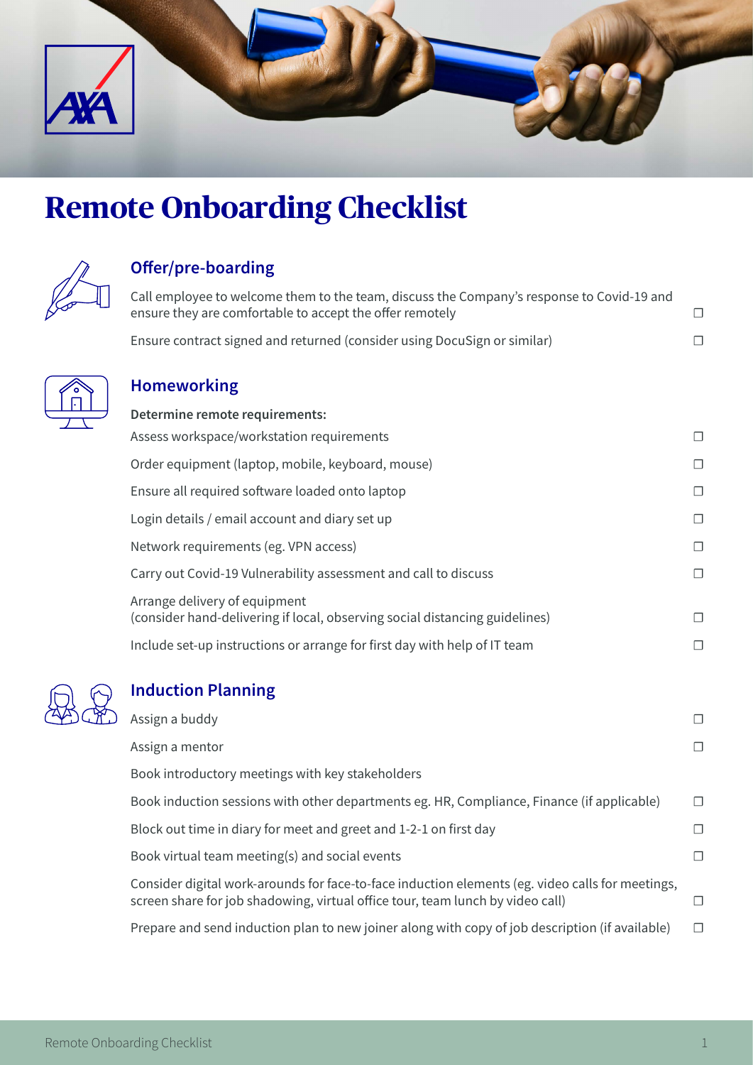# Remote Onboarding Checklist

## Offer/pre-boarding

- ☐ Call employee to welcome them to the team, discuss the Company's response to Covid-19 and ensure they are comfortable to accept the offer remotely
- ☐ Ensure contract signed and returned (consider using DocuSign or similar)

## Homeworking

**Determine remote requirements:**

- ☐ Assess workspace/workstation requirements
- ☐ Order equipment (laptop, mobile, keyboard, mouse)
- ☐ Ensure all required software loaded onto laptop
- ☐ Login details / email account and diary set up
- ☐ Network requirements (eg. VPN access)
- ☐ Carry out Covid-19 Vulnerability assessment and call to discuss
- ☐ Arrange delivery of equipment (consider hand-delivering if local, observing social distancing guidelines)
- ☐ Include set-up instructions or arrange for first day with help of IT team

## Induction Planning

- ☐ Assign a buddy
- ☐ Assign a mentor
- Book introductory meetings with key stakeholders
- ☐ Book induction sessions with other departments eg. HR, Compliance, Finance (if applicable)
- ☐ Block out time in diary for meet and greet and 1-2-1 on first day
- ☐ Book virtual team meeting(s) and social events
- ☐ Consider digital work-arounds for face-to-face induction elements (eg. video calls for meetings, screen share for job shadowing, virtual office tour, team lunch by video call)
- ☐ Prepare and send induction plan to new joiner along with copy of job description (if available)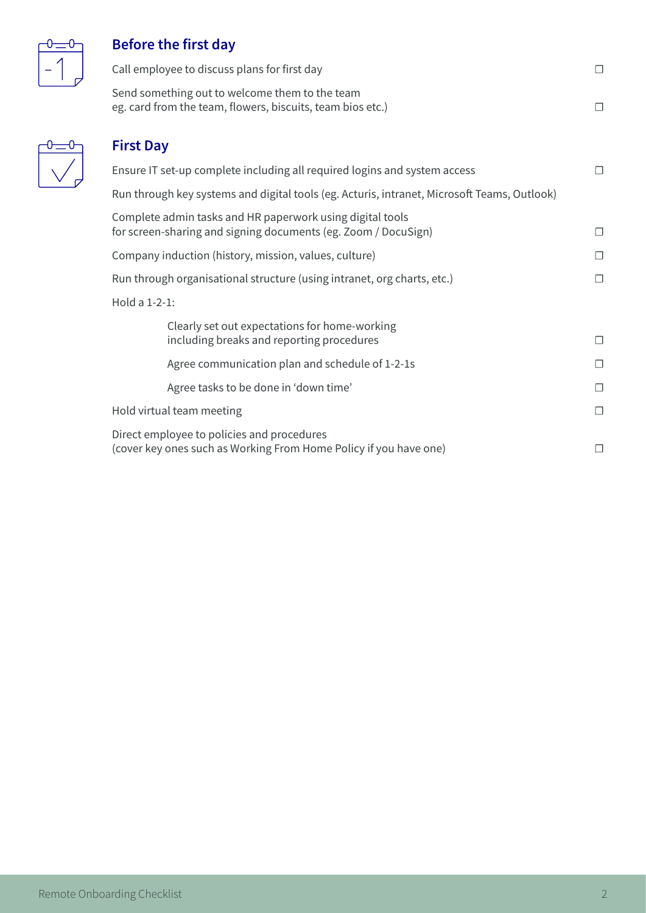## Before the first day

- ☐ Call employee to discuss plans for first day
- ☐ Send something out to welcome them to the team eg. card from the team, flowers, biscuits, team bios etc.)

## First Day

- ☐ Ensure IT set-up complete including all required logins and system access
- Run through key systems and digital tools (eg. Acturis, intranet, Microsoft Teams, Outlook)
- ☐ Complete admin tasks and HR paperwork using digital tools for screen-sharing and signing documents (eg. Zoom / DocuSign)
- ☐ Company induction (history, mission, values, culture)
- ☐ Run through organisational structure (using intranet, org charts, etc.)
- Hold a 1-2-1:
  - ☐ Clearly set out expectations for home-working including breaks and reporting procedures
  - ☐ Agree communication plan and schedule of 1-2-1s
  - ☐ Agree tasks to be done in 'down time'
- ☐ Hold virtual team meeting
- ☐ Direct employee to policies and procedures (cover key ones such as Working From Home Policy if you have one)